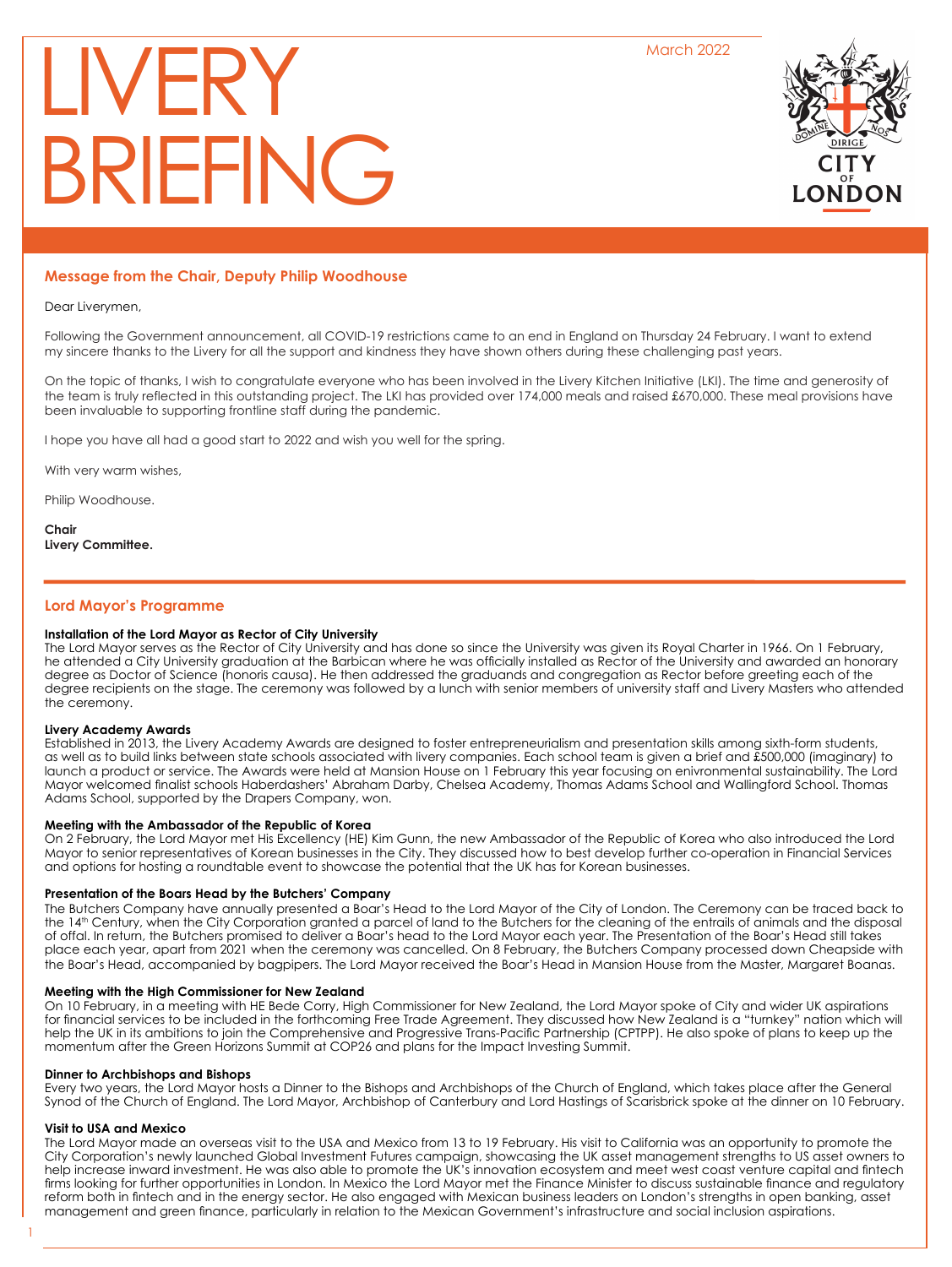# LIVERY BRIEFING

March 2022

## Message from the Chair, Deputy Philip Woodhouse

Dear Liverymen,

Following the Government announcement, all COVID-19 restrictions came to an end in England on Thursday 24 February. I want to extend my sincere thanks to the Livery for all the support and kindness they have shown others during these challenging past years.

On the topic of thanks, I wish to congratulate everyone who has been involved in the Livery Kitchen Initiative (LKI). The time and generosity of the team is truly reflected in this outstanding project. The LKI has provided over 174,000 meals and raised £670,000. These meal provisions have been invaluable to supporting frontline staff during the pandemic.

I hope you have all had a good start to 2022 and wish you well for the spring.

With very warm wishes,

Philip Woodhouse.

**Chair**
**Livery Committee.**

## Lord Mayor's Programme

**Installation of the Lord Mayor as Rector of City University**
The Lord Mayor serves as the Rector of City University and has done so since the University was given its Royal Charter in 1966. On 1 February, he attended a City University graduation at the Barbican where he was officially installed as Rector of the University and awarded an honorary degree as Doctor of Science (honoris causa). He then addressed the graduands and congregation as Rector before greeting each of the degree recipients on the stage. The ceremony was followed by a lunch with senior members of university staff and Livery Masters who attended the ceremony.

**Livery Academy Awards**
Established in 2013, the Livery Academy Awards are designed to foster entrepreneurialism and presentation skills among sixth-form students, as well as to build links between state schools associated with livery companies. Each school team is given a brief and £500,000 (imaginary) to launch a product or service. The Awards were held at Mansion House on 1 February this year focusing on enivronmental sustainability. The Lord Mayor welcomed finalist schools Haberdashers' Abraham Darby, Chelsea Academy, Thomas Adams School and Wallingford School. Thomas Adams School, supported by the Drapers Company, won.

**Meeting with the Ambassador of the Republic of Korea**
On 2 February, the Lord Mayor met His Excellency (HE) Kim Gunn, the new Ambassador of the Republic of Korea who also introduced the Lord Mayor to senior representatives of Korean businesses in the City. They discussed how to best develop further co-operation in Financial Services and options for hosting a roundtable event to showcase the potential that the UK has for Korean businesses.

**Presentation of the Boars Head by the Butchers' Company**
The Butchers Company have annually presented a Boar's Head to the Lord Mayor of the City of London. The Ceremony can be traced back to the 14th Century, when the City Corporation granted a parcel of land to the Butchers for the cleaning of the entrails of animals and the disposal of offal. In return, the Butchers promised to deliver a Boar's head to the Lord Mayor each year. The Presentation of the Boar's Head still takes place each year, apart from 2021 when the ceremony was cancelled. On 8 February, the Butchers Company processed down Cheapside with the Boar's Head, accompanied by bagpipers. The Lord Mayor received the Boar's Head in Mansion House from the Master, Margaret Boanas.

**Meeting with the High Commissioner for New Zealand**
On 10 February, in a meeting with HE Bede Corry, High Commissioner for New Zealand, the Lord Mayor spoke of City and wider UK aspirations for financial services to be included in the forthcoming Free Trade Agreement. They discussed how New Zealand is a "turnkey" nation which will help the UK in its ambitions to join the Comprehensive and Progressive Trans-Pacific Partnership (CPTPP). He also spoke of plans to keep up the momentum after the Green Horizons Summit at COP26 and plans for the Impact Investing Summit.

**Dinner to Archbishops and Bishops**
Every two years, the Lord Mayor hosts a Dinner to the Bishops and Archbishops of the Church of England, which takes place after the General Synod of the Church of England. The Lord Mayor, Archbishop of Canterbury and Lord Hastings of Scarisbrick spoke at the dinner on 10 February.

**Visit to USA and Mexico**
The Lord Mayor made an overseas visit to the USA and Mexico from 13 to 19 February. His visit to California was an opportunity to promote the City Corporation's newly launched Global Investment Futures campaign, showcasing the UK asset management strengths to US asset owners to help increase inward investment. He was also able to promote the UK's innovation ecosystem and meet west coast venture capital and fintech firms looking for further opportunities in London. In Mexico the Lord Mayor met the Finance Minister to discuss sustainable finance and regulatory reform both in fintech and in the energy sector. He also engaged with Mexican business leaders on London's strengths in open banking, asset management and green finance, particularly in relation to the Mexican Government's infrastructure and social inclusion aspirations.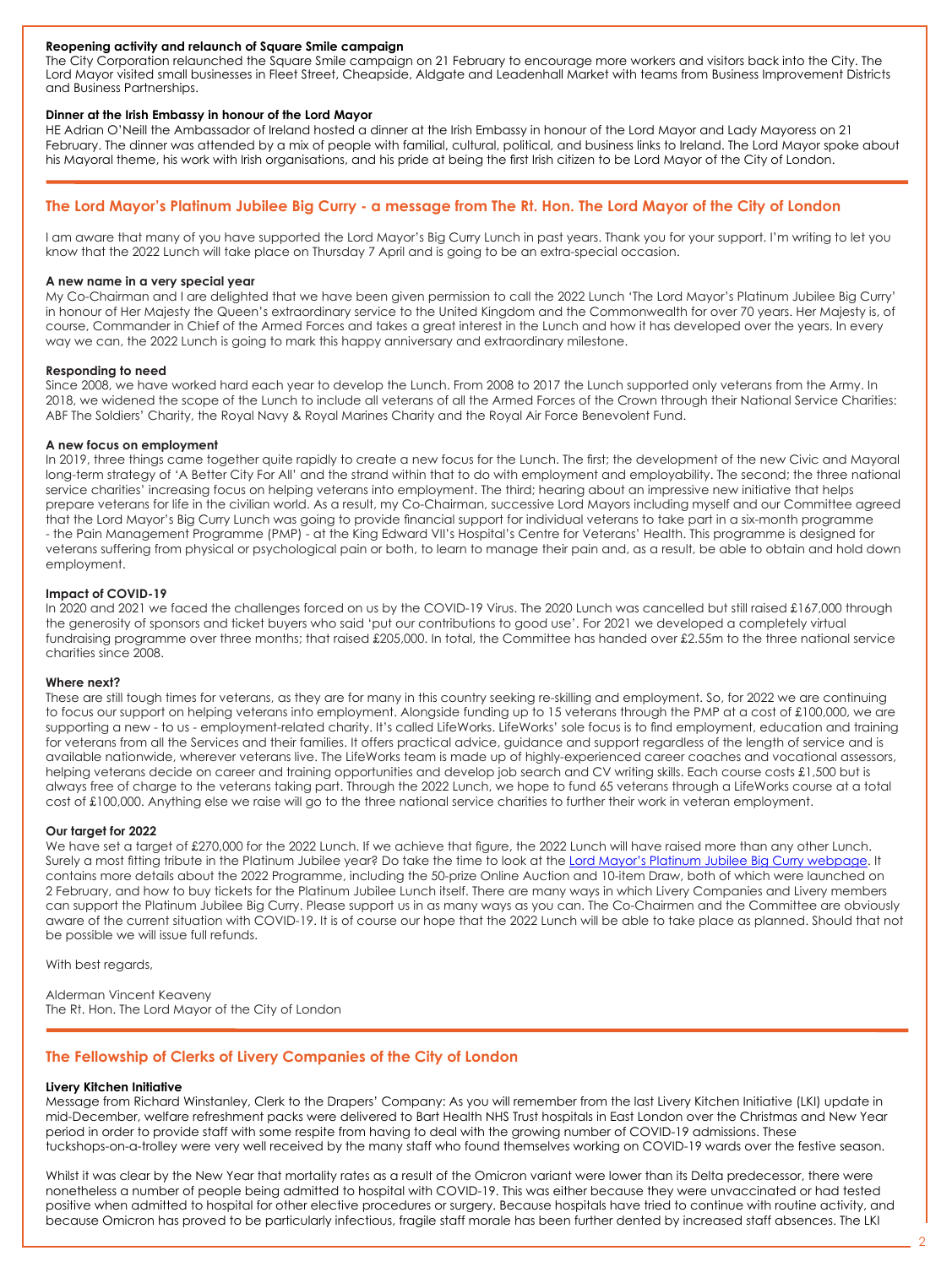#### Reopening activity and relaunch of Square Smile campaign

The City Corporation relaunched the Square Smile campaign on 21 February to encourage more workers and visitors back into the City. The Lord Mayor visited small businesses in Fleet Street, Cheapside, Aldgate and Leadenhall Market with teams from Business Improvement Districts and Business Partnerships.

#### Dinner at the Irish Embassy in honour of the Lord Mayor

HE Adrian O'Neill the Ambassador of Ireland hosted a dinner at the Irish Embassy in honour of the Lord Mayor and Lady Mayoress on 21 February. The dinner was attended by a mix of people with familial, cultural, political, and business links to Ireland. The Lord Mayor spoke about his Mayoral theme, his work with Irish organisations, and his pride at being the first Irish citizen to be Lord Mayor of the City of London.

## The Lord Mayor's Platinum Jubilee Big Curry - a message from The Rt. Hon. The Lord Mayor of the City of London

I am aware that many of you have supported the Lord Mayor's Big Curry Lunch in past years. Thank you for your support. I'm writing to let you know that the 2022 Lunch will take place on Thursday 7 April and is going to be an extra-special occasion.

#### A new name in a very special year

My Co-Chairman and I are delighted that we have been given permission to call the 2022 Lunch 'The Lord Mayor's Platinum Jubilee Big Curry' in honour of Her Majesty the Queen's extraordinary service to the United Kingdom and the Commonwealth for over 70 years. Her Majesty is, of course, Commander in Chief of the Armed Forces and takes a great interest in the Lunch and how it has developed over the years. In every way we can, the 2022 Lunch is going to mark this happy anniversary and extraordinary milestone.

#### Responding to need

Since 2008, we have worked hard each year to develop the Lunch. From 2008 to 2017 the Lunch supported only veterans from the Army. In 2018, we widened the scope of the Lunch to include all veterans of all the Armed Forces of the Crown through their National Service Charities: ABF The Soldiers' Charity, the Royal Navy & Royal Marines Charity and the Royal Air Force Benevolent Fund.

#### A new focus on employment

In 2019, three things came together quite rapidly to create a new focus for the Lunch. The first; the development of the new Civic and Mayoral long-term strategy of 'A Better City For All' and the strand within that to do with employment and employability. The second; the three national service charities' increasing focus on helping veterans into employment. The third; hearing about an impressive new initiative that helps prepare veterans for life in the civilian world. As a result, my Co-Chairman, successive Lord Mayors including myself and our Committee agreed that the Lord Mayor's Big Curry Lunch was going to provide financial support for individual veterans to take part in a six-month programme - the Pain Management Programme (PMP) - at the King Edward VII's Hospital's Centre for Veterans' Health. This programme is designed for veterans suffering from physical or psychological pain or both, to learn to manage their pain and, as a result, be able to obtain and hold down employment.

#### Impact of COVID-19

In 2020 and 2021 we faced the challenges forced on us by the COVID-19 Virus. The 2020 Lunch was cancelled but still raised £167,000 through the generosity of sponsors and ticket buyers who said 'put our contributions to good use'. For 2021 we developed a completely virtual fundraising programme over three months; that raised £205,000. In total, the Committee has handed over £2.55m to the three national service charities since 2008.

#### Where next?

These are still tough times for veterans, as they are for many in this country seeking re-skilling and employment. So, for 2022 we are continuing to focus our support on helping veterans into employment. Alongside funding up to 15 veterans through the PMP at a cost of £100,000, we are supporting a new - to us - employment-related charity. It's called LifeWorks. LifeWorks' sole focus is to find employment, education and training for veterans from all the Services and their families. It offers practical advice, guidance and support regardless of the length of service and is available nationwide, wherever veterans live. The LifeWorks team is made up of highly-experienced career coaches and vocational assessors, helping veterans decide on career and training opportunities and develop job search and CV writing skills. Each course costs £1,500 but is always free of charge to the veterans taking part. Through the 2022 Lunch, we hope to fund 65 veterans through a LifeWorks course at a total cost of £100,000. Anything else we raise will go to the three national service charities to further their work in veteran employment.

#### Our target for 2022

We have set a target of £270,000 for the 2022 Lunch. If we achieve that figure, the 2022 Lunch will have raised more than any other Lunch. Surely a most fitting tribute in the Platinum Jubilee year? Do take the time to look at the Lord Mayor's Platinum Jubilee Big Curry webpage. It contains more details about the 2022 Programme, including the 50-prize Online Auction and 10-item Draw, both of which were launched on 2 February, and how to buy tickets for the Platinum Jubilee Lunch itself. There are many ways in which Livery Companies and Livery members can support the Platinum Jubilee Big Curry. Please support us in as many ways as you can. The Co-Chairmen and the Committee are obviously aware of the current situation with COVID-19. It is of course our hope that the 2022 Lunch will be able to take place as planned. Should that not be possible we will issue full refunds.

With best regards,

Alderman Vincent Keaveny
The Rt. Hon. The Lord Mayor of the City of London

## The Fellowship of Clerks of Livery Companies of the City of London

#### Livery Kitchen Initiative

Message from Richard Winstanley, Clerk to the Drapers' Company: As you will remember from the last Livery Kitchen Initiative (LKI) update in mid-December, welfare refreshment packs were delivered to Bart Health NHS Trust hospitals in East London over the Christmas and New Year period in order to provide staff with some respite from having to deal with the growing number of COVID-19 admissions. These tuckshops-on-a-trolley were very well received by the many staff who found themselves working on COVID-19 wards over the festive season.

Whilst it was clear by the New Year that mortality rates as a result of the Omicron variant were lower than its Delta predecessor, there were nonetheless a number of people being admitted to hospital with COVID-19. This was either because they were unvaccinated or had tested positive when admitted to hospital for other elective procedures or surgery. Because hospitals have tried to continue with routine activity, and because Omicron has proved to be particularly infectious, fragile staff morale has been further dented by increased staff absences. The LKI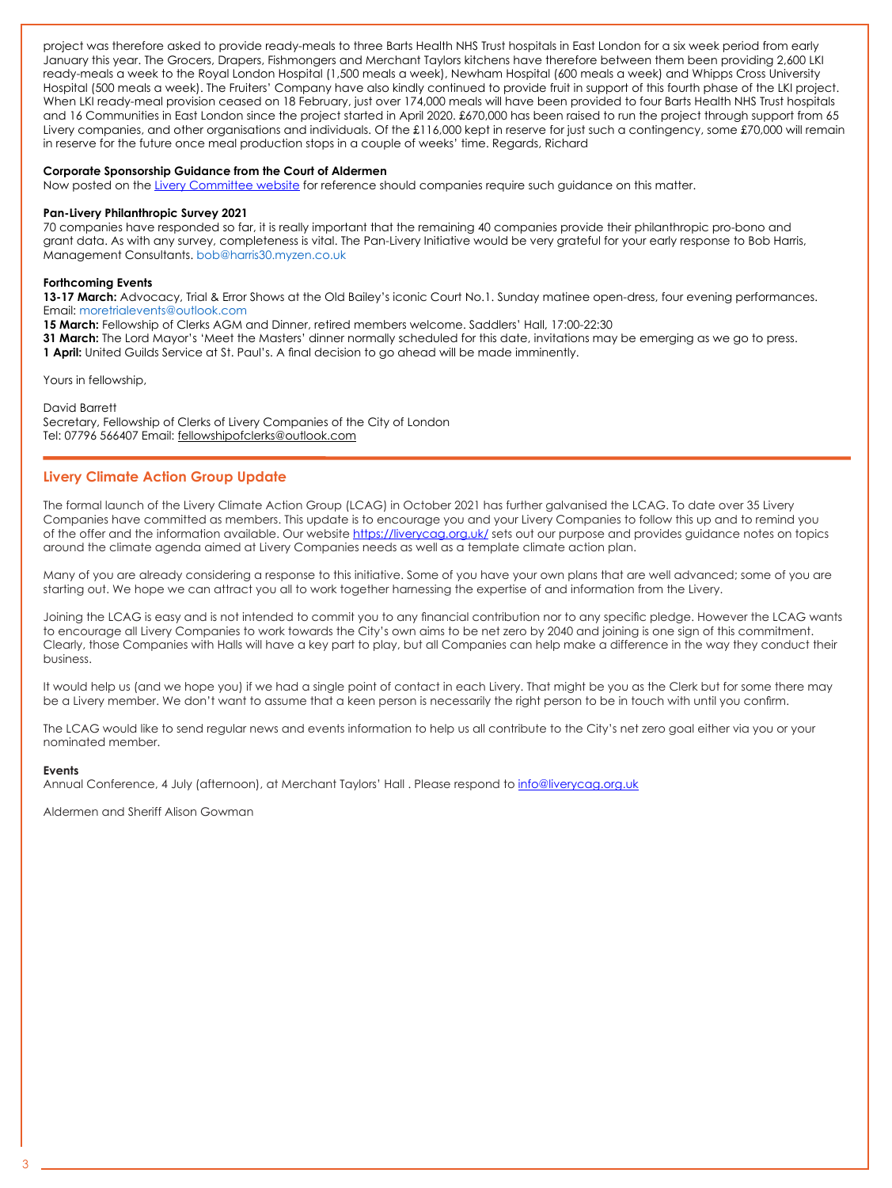project was therefore asked to provide ready-meals to three Barts Health NHS Trust hospitals in East London for a six week period from early January this year. The Grocers, Drapers, Fishmongers and Merchant Taylors kitchens have therefore between them been providing 2,600 LKI ready-meals a week to the Royal London Hospital (1,500 meals a week), Newham Hospital (600 meals a week) and Whipps Cross University Hospital (500 meals a week). The Fruiters' Company have also kindly continued to provide fruit in support of this fourth phase of the LKI project. When LKI ready-meal provision ceased on 18 February, just over 174,000 meals will have been provided to four Barts Health NHS Trust hospitals and 16 Communities in East London since the project started in April 2020. £670,000 has been raised to run the project through support from 65 Livery companies, and other organisations and individuals. Of the £116,000 kept in reserve for just such a contingency, some £70,000 will remain in reserve for the future once meal production stops in a couple of weeks' time. Regards, Richard

**Corporate Sponsorship Guidance from the Court of Aldermen**

Now posted on the Livery Committee website for reference should companies require such guidance on this matter.

**Pan-Livery Philanthropic Survey 2021**

70 companies have responded so far, it is really important that the remaining 40 companies provide their philanthropic pro-bono and grant data. As with any survey, completeness is vital. The Pan-Livery Initiative would be very grateful for your early response to Bob Harris, Management Consultants. bob@harris30.myzen.co.uk

**Forthcoming Events**

**13-17 March:** Advocacy, Trial & Error Shows at the Old Bailey's iconic Court No.1. Sunday matinee open-dress, four evening performances. Email: moretrialevents@outlook.com

**15 March:** Fellowship of Clerks AGM and Dinner, retired members welcome. Saddlers' Hall, 17:00-22:30

**31 March:** The Lord Mayor's 'Meet the Masters' dinner normally scheduled for this date, invitations may be emerging as we go to press.

**1 April:** United Guilds Service at St. Paul's. A final decision to go ahead will be made imminently.

Yours in fellowship,

David Barrett
Secretary, Fellowship of Clerks of Livery Companies of the City of London
Tel: 07796 566407 Email: fellowshipofclerks@outlook.com

## Livery Climate Action Group Update

The formal launch of the Livery Climate Action Group (LCAG) in October 2021 has further galvanised the LCAG. To date over 35 Livery Companies have committed as members. This update is to encourage you and your Livery Companies to follow this up and to remind you of the offer and the information available. Our website https://liverycag.org.uk/ sets out our purpose and provides guidance notes on topics around the climate agenda aimed at Livery Companies needs as well as a template climate action plan.

Many of you are already considering a response to this initiative. Some of you have your own plans that are well advanced; some of you are starting out. We hope we can attract you all to work together harnessing the expertise of and information from the Livery.

Joining the LCAG is easy and is not intended to commit you to any financial contribution nor to any specific pledge. However the LCAG wants to encourage all Livery Companies to work towards the City's own aims to be net zero by 2040 and joining is one sign of this commitment. Clearly, those Companies with Halls will have a key part to play, but all Companies can help make a difference in the way they conduct their business.

It would help us (and we hope you) if we had a single point of contact in each Livery. That might be you as the Clerk but for some there may be a Livery member. We don't want to assume that a keen person is necessarily the right person to be in touch with until you confirm.

The LCAG would like to send regular news and events information to help us all contribute to the City's net zero goal either via you or your nominated member.

**Events**

Annual Conference, 4 July (afternoon), at Merchant Taylors' Hall . Please respond to info@liverycag.org.uk

Aldermen and Sheriff Alison Gowman